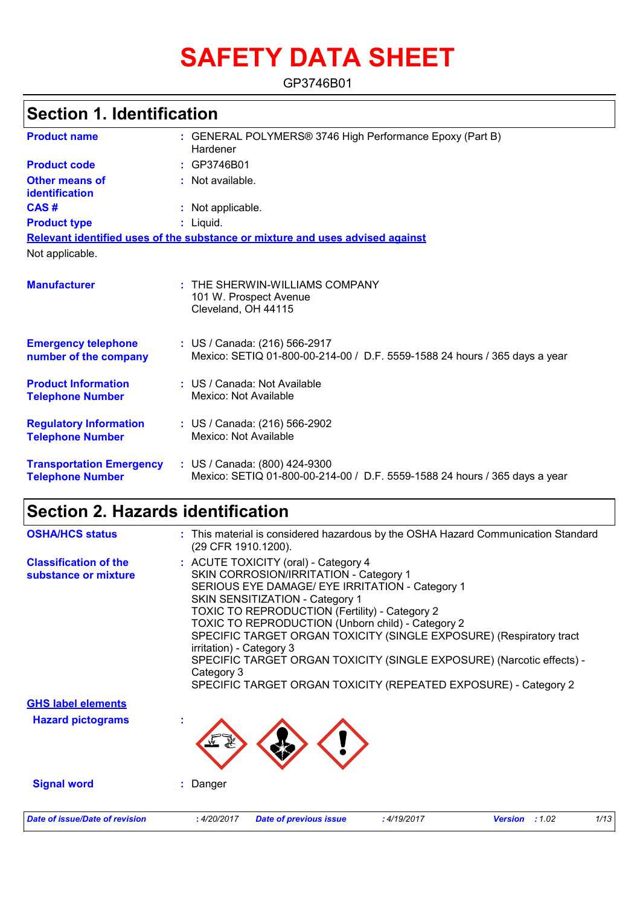# SAFETY DATA SHEET

GP3746B01

## Section 1. Identification

| | |
|---|---|
| **Product name** | : GENERAL POLYMERS® 3746 High Performance Epoxy (Part B) Hardener |
| **Product code** | : GP3746B01 |
| **Other means of identification** | : Not available. |
| **CAS #** | : Not applicable. |
| **Product type** | : Liquid. |

**Relevant identified uses of the substance or mixture and uses advised against**

Not applicable.

| | |
|---|---|
| **Manufacturer** | : THE SHERWIN-WILLIAMS COMPANY<br>101 W. Prospect Avenue<br>Cleveland, OH 44115 |
| **Emergency telephone number of the company** | : US / Canada: (216) 566-2917<br>Mexico: SETIQ 01-800-00-214-00 / D.F. 5559-1588 24 hours / 365 days a year |
| **Product Information Telephone Number** | : US / Canada: Not Available<br>Mexico: Not Available |
| **Regulatory Information Telephone Number** | : US / Canada: (216) 566-2902<br>Mexico: Not Available |
| **Transportation Emergency Telephone Number** | : US / Canada: (800) 424-9300<br>Mexico: SETIQ 01-800-00-214-00 / D.F. 5559-1588 24 hours / 365 days a year |

## Section 2. Hazards identification

| | |
|---|---|
| **OSHA/HCS status** | : This material is considered hazardous by the OSHA Hazard Communication Standard (29 CFR 1910.1200). |
| **Classification of the substance or mixture** | : ACUTE TOXICITY (oral) - Category 4<br>SKIN CORROSION/IRRITATION - Category 1<br>SERIOUS EYE DAMAGE/ EYE IRRITATION - Category 1<br>SKIN SENSITIZATION - Category 1<br>TOXIC TO REPRODUCTION (Fertility) - Category 2<br>TOXIC TO REPRODUCTION (Unborn child) - Category 2<br>SPECIFIC TARGET ORGAN TOXICITY (SINGLE EXPOSURE) (Respiratory tract irritation) - Category 3<br>SPECIFIC TARGET ORGAN TOXICITY (SINGLE EXPOSURE) (Narcotic effects) - Category 3<br>SPECIFIC TARGET ORGAN TOXICITY (REPEATED EXPOSURE) - Category 2 |

**GHS label elements**

**Hazard pictograms** :

**Signal word** : Danger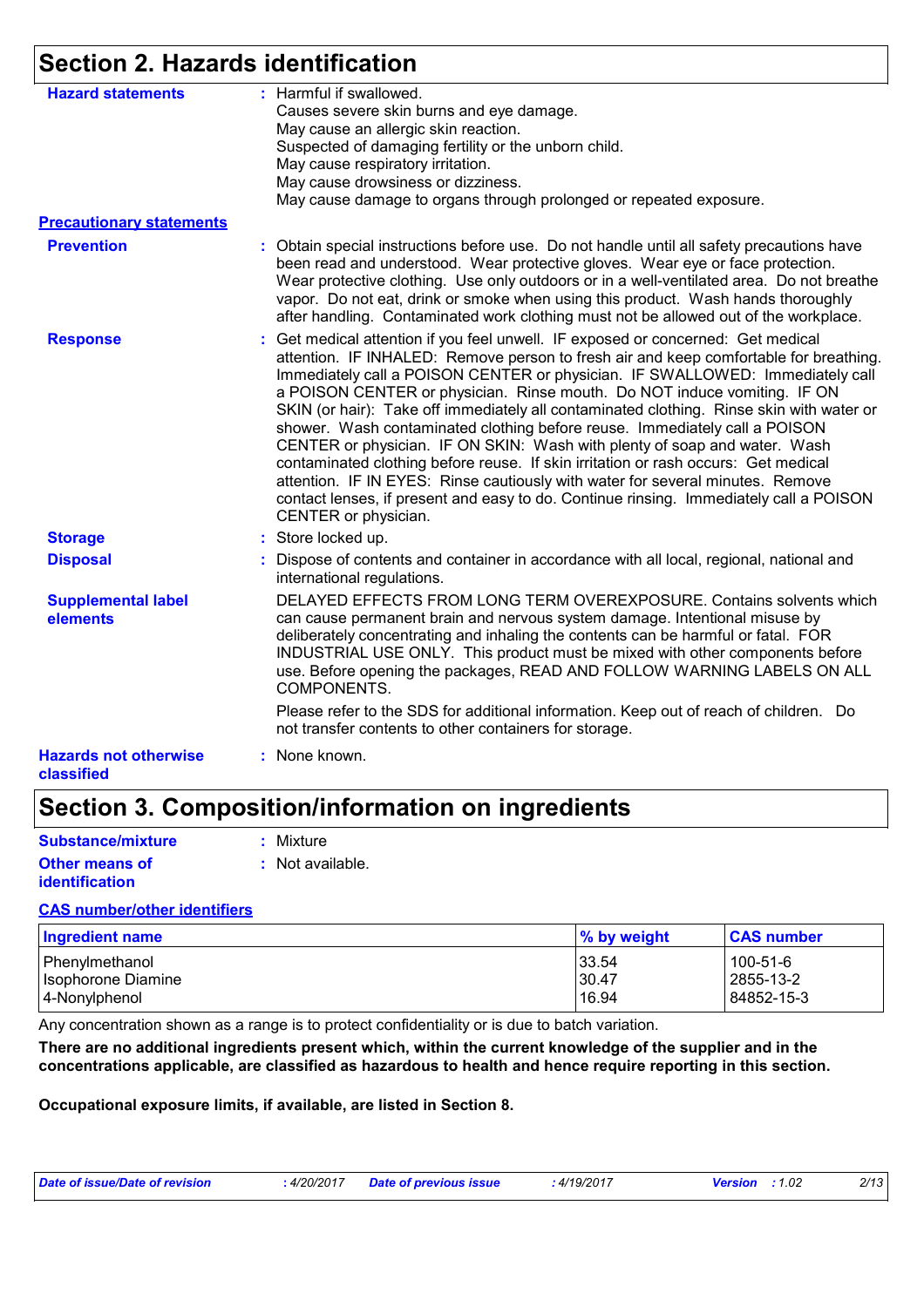## Section 2. Hazards identification

**Hazard statements** : Harmful if swallowed.
Causes severe skin burns and eye damage.
May cause an allergic skin reaction.
Suspected of damaging fertility or the unborn child.
May cause respiratory irritation.
May cause drowsiness or dizziness.
May cause damage to organs through prolonged or repeated exposure.

**Precautionary statements**

**Prevention** : Obtain special instructions before use. Do not handle until all safety precautions have been read and understood. Wear protective gloves. Wear eye or face protection. Wear protective clothing. Use only outdoors or in a well-ventilated area. Do not breathe vapor. Do not eat, drink or smoke when using this product. Wash hands thoroughly after handling. Contaminated work clothing must not be allowed out of the workplace.

**Response** : Get medical attention if you feel unwell. IF exposed or concerned: Get medical attention. IF INHALED: Remove person to fresh air and keep comfortable for breathing. Immediately call a POISON CENTER or physician. IF SWALLOWED: Immediately call a POISON CENTER or physician. Rinse mouth. Do NOT induce vomiting. IF ON SKIN (or hair): Take off immediately all contaminated clothing. Rinse skin with water or shower. Wash contaminated clothing before reuse. Immediately call a POISON CENTER or physician. IF ON SKIN: Wash with plenty of soap and water. Wash contaminated clothing before reuse. If skin irritation or rash occurs: Get medical attention. IF IN EYES: Rinse cautiously with water for several minutes. Remove contact lenses, if present and easy to do. Continue rinsing. Immediately call a POISON CENTER or physician.

**Storage** : Store locked up.

**Disposal** : Dispose of contents and container in accordance with all local, regional, national and international regulations.

**Supplemental label elements** DELAYED EFFECTS FROM LONG TERM OVEREXPOSURE. Contains solvents which can cause permanent brain and nervous system damage. Intentional misuse by deliberately concentrating and inhaling the contents can be harmful or fatal. FOR INDUSTRIAL USE ONLY. This product must be mixed with other components before use. Before opening the packages, READ AND FOLLOW WARNING LABELS ON ALL COMPONENTS.

Please refer to the SDS for additional information. Keep out of reach of children. Do not transfer contents to other containers for storage.

**Hazards not otherwise classified** : None known.

## Section 3. Composition/information on ingredients

**Substance/mixture** : Mixture

**Other means of identification** : Not available.

**CAS number/other identifiers**

| Ingredient name | % by weight | CAS number |
|---|---|---|
| Phenylmethanol | 33.54 | 100-51-6 |
| Isophorone Diamine | 30.47 | 2855-13-2 |
| 4-Nonylphenol | 16.94 | 84852-15-3 |

Any concentration shown as a range is to protect confidentiality or is due to batch variation.

**There are no additional ingredients present which, within the current knowledge of the supplier and in the concentrations applicable, are classified as hazardous to health and hence require reporting in this section.**

**Occupational exposure limits, if available, are listed in Section 8.**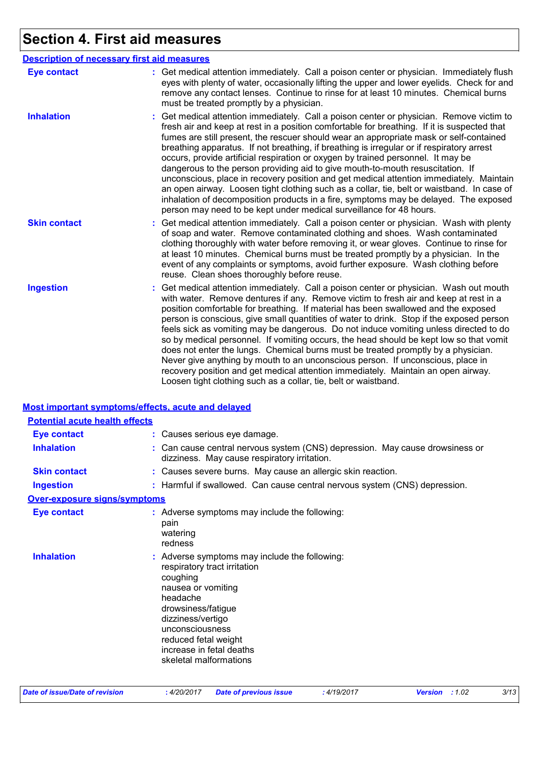# Section 4. First aid measures

## Description of necessary first aid measures

| | |
|---|---|
| **Eye contact** | Get medical attention immediately. Call a poison center or physician. Immediately flush eyes with plenty of water, occasionally lifting the upper and lower eyelids. Check for and remove any contact lenses. Continue to rinse for at least 10 minutes. Chemical burns must be treated promptly by a physician. |
| **Inhalation** | Get medical attention immediately. Call a poison center or physician. Remove victim to fresh air and keep at rest in a position comfortable for breathing. If it is suspected that fumes are still present, the rescuer should wear an appropriate mask or self-contained breathing apparatus. If not breathing, if breathing is irregular or if respiratory arrest occurs, provide artificial respiration or oxygen by trained personnel. It may be dangerous to the person providing aid to give mouth-to-mouth resuscitation. If unconscious, place in recovery position and get medical attention immediately. Maintain an open airway. Loosen tight clothing such as a collar, tie, belt or waistband. In case of inhalation of decomposition products in a fire, symptoms may be delayed. The exposed person may need to be kept under medical surveillance for 48 hours. |
| **Skin contact** | Get medical attention immediately. Call a poison center or physician. Wash with plenty of soap and water. Remove contaminated clothing and shoes. Wash contaminated clothing thoroughly with water before removing it, or wear gloves. Continue to rinse for at least 10 minutes. Chemical burns must be treated promptly by a physician. In the event of any complaints or symptoms, avoid further exposure. Wash clothing before reuse. Clean shoes thoroughly before reuse. |
| **Ingestion** | Get medical attention immediately. Call a poison center or physician. Wash out mouth with water. Remove dentures if any. Remove victim to fresh air and keep at rest in a position comfortable for breathing. If material has been swallowed and the exposed person is conscious, give small quantities of water to drink. Stop if the exposed person feels sick as vomiting may be dangerous. Do not induce vomiting unless directed to do so by medical personnel. If vomiting occurs, the head should be kept low so that vomit does not enter the lungs. Chemical burns must be treated promptly by a physician. Never give anything by mouth to an unconscious person. If unconscious, place in recovery position and get medical attention immediately. Maintain an open airway. Loosen tight clothing such as a collar, tie, belt or waistband. |

## Most important symptoms/effects, acute and delayed

### Potential acute health effects

| | |
|---|---|
| **Eye contact** | Causes serious eye damage. |
| **Inhalation** | Can cause central nervous system (CNS) depression. May cause drowsiness or dizziness. May cause respiratory irritation. |
| **Skin contact** | Causes severe burns. May cause an allergic skin reaction. |
| **Ingestion** | Harmful if swallowed. Can cause central nervous system (CNS) depression. |

### Over-exposure signs/symptoms

| | |
|---|---|
| **Eye contact** | Adverse symptoms may include the following:<br>pain<br>watering<br>redness |
| **Inhalation** | Adverse symptoms may include the following:<br>respiratory tract irritation<br>coughing<br>nausea or vomiting<br>headache<br>drowsiness/fatigue<br>dizziness/vertigo<br>unconsciousness<br>reduced fetal weight<br>increase in fetal deaths<br>skeletal malformations |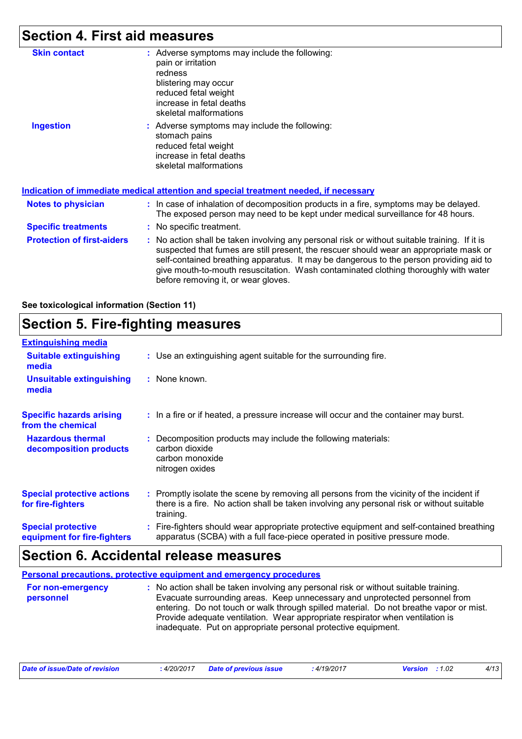## Section 4. First aid measures

**Skin contact** : Adverse symptoms may include the following:
pain or irritation
redness
blistering may occur
reduced fetal weight
increase in fetal deaths
skeletal malformations

**Ingestion** : Adverse symptoms may include the following:
stomach pains
reduced fetal weight
increase in fetal deaths
skeletal malformations

### Indication of immediate medical attention and special treatment needed, if necessary

**Notes to physician** : In case of inhalation of decomposition products in a fire, symptoms may be delayed. The exposed person may need to be kept under medical surveillance for 48 hours.

**Specific treatments** : No specific treatment.

**Protection of first-aiders** : No action shall be taken involving any personal risk or without suitable training. If it is suspected that fumes are still present, the rescuer should wear an appropriate mask or self-contained breathing apparatus. It may be dangerous to the person providing aid to give mouth-to-mouth resuscitation. Wash contaminated clothing thoroughly with water before removing it, or wear gloves.

**See toxicological information (Section 11)**

## Section 5. Fire-fighting measures

### Extinguishing media

**Suitable extinguishing media** : Use an extinguishing agent suitable for the surrounding fire.

**Unsuitable extinguishing media** : None known.

**Specific hazards arising from the chemical** : In a fire or if heated, a pressure increase will occur and the container may burst.

**Hazardous thermal decomposition products** : Decomposition products may include the following materials:
carbon dioxide
carbon monoxide
nitrogen oxides

**Special protective actions for fire-fighters** : Promptly isolate the scene by removing all persons from the vicinity of the incident if there is a fire. No action shall be taken involving any personal risk or without suitable training.

**Special protective equipment for fire-fighters** : Fire-fighters should wear appropriate protective equipment and self-contained breathing apparatus (SCBA) with a full face-piece operated in positive pressure mode.

## Section 6. Accidental release measures

### Personal precautions, protective equipment and emergency procedures

**For non-emergency personnel** : No action shall be taken involving any personal risk or without suitable training. Evacuate surrounding areas. Keep unnecessary and unprotected personnel from entering. Do not touch or walk through spilled material. Do not breathe vapor or mist. Provide adequate ventilation. Wear appropriate respirator when ventilation is inadequate. Put on appropriate personal protective equipment.

*Date of issue/Date of revision : 4/20/2017 Date of previous issue : 4/19/2017 Version : 1.02*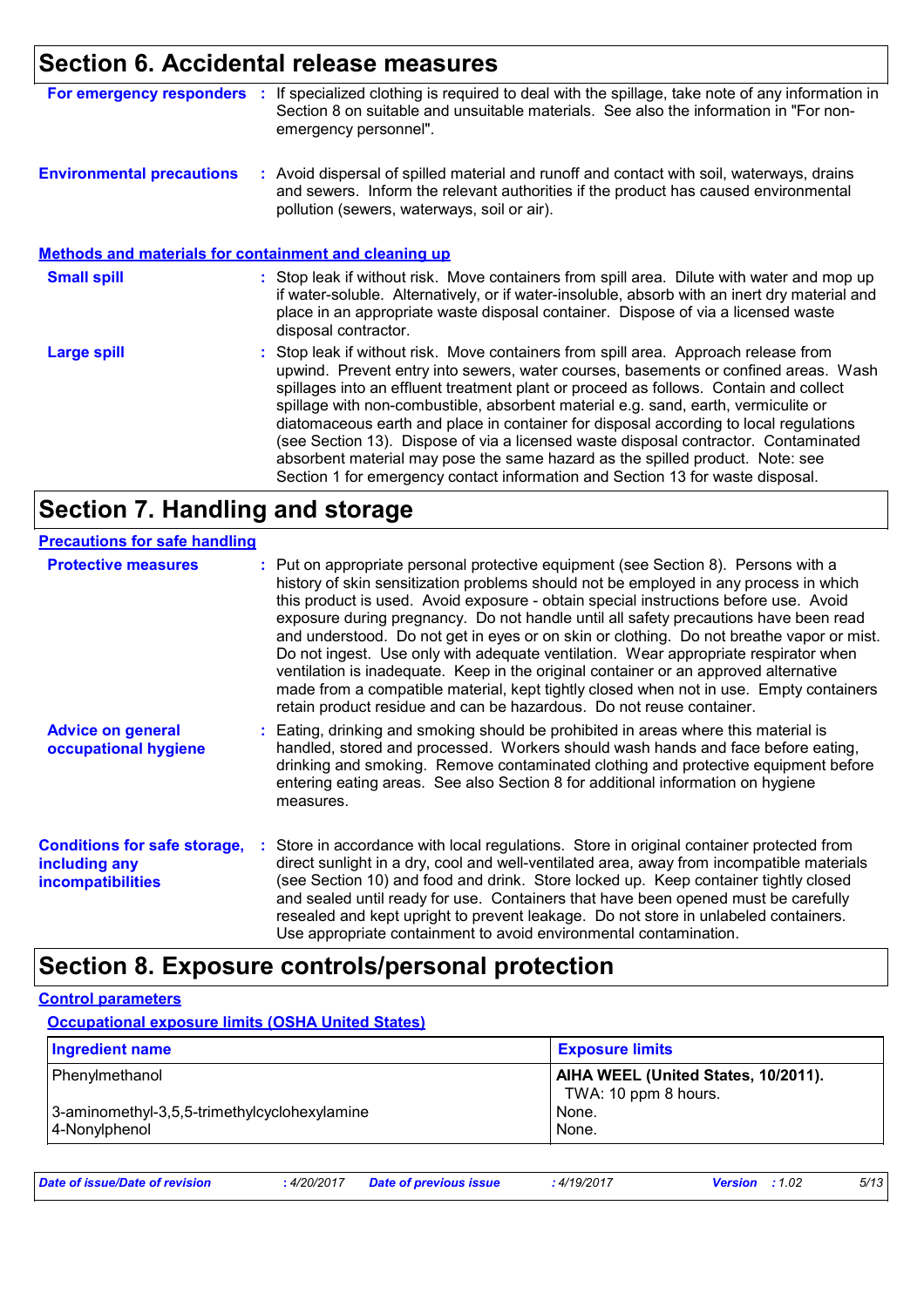# Section 6. Accidental release measures

**For emergency responders** : If specialized clothing is required to deal with the spillage, take note of any information in Section 8 on suitable and unsuitable materials. See also the information in "For non-emergency personnel".

**Environmental precautions** : Avoid dispersal of spilled material and runoff and contact with soil, waterways, drains and sewers. Inform the relevant authorities if the product has caused environmental pollution (sewers, waterways, soil or air).

## Methods and materials for containment and cleaning up

**Small spill** : Stop leak if without risk. Move containers from spill area. Dilute with water and mop up if water-soluble. Alternatively, or if water-insoluble, absorb with an inert dry material and place in an appropriate waste disposal container. Dispose of via a licensed waste disposal contractor.

**Large spill** : Stop leak if without risk. Move containers from spill area. Approach release from upwind. Prevent entry into sewers, water courses, basements or confined areas. Wash spillages into an effluent treatment plant or proceed as follows. Contain and collect spillage with non-combustible, absorbent material e.g. sand, earth, vermiculite or diatomaceous earth and place in container for disposal according to local regulations (see Section 13). Dispose of via a licensed waste disposal contractor. Contaminated absorbent material may pose the same hazard as the spilled product. Note: see Section 1 for emergency contact information and Section 13 for waste disposal.

# Section 7. Handling and storage

## Precautions for safe handling

**Protective measures** : Put on appropriate personal protective equipment (see Section 8). Persons with a history of skin sensitization problems should not be employed in any process in which this product is used. Avoid exposure - obtain special instructions before use. Avoid exposure during pregnancy. Do not handle until all safety precautions have been read and understood. Do not get in eyes or on skin or clothing. Do not breathe vapor or mist. Do not ingest. Use only with adequate ventilation. Wear appropriate respirator when ventilation is inadequate. Keep in the original container or an approved alternative made from a compatible material, kept tightly closed when not in use. Empty containers retain product residue and can be hazardous. Do not reuse container.

**Advice on general occupational hygiene** : Eating, drinking and smoking should be prohibited in areas where this material is handled, stored and processed. Workers should wash hands and face before eating, drinking and smoking. Remove contaminated clothing and protective equipment before entering eating areas. See also Section 8 for additional information on hygiene measures.

**Conditions for safe storage, including any incompatibilities** : Store in accordance with local regulations. Store in original container protected from direct sunlight in a dry, cool and well-ventilated area, away from incompatible materials (see Section 10) and food and drink. Store locked up. Keep container tightly closed and sealed until ready for use. Containers that have been opened must be carefully resealed and kept upright to prevent leakage. Do not store in unlabeled containers. Use appropriate containment to avoid environmental contamination.

# Section 8. Exposure controls/personal protection

## Control parameters

### Occupational exposure limits (OSHA United States)

| Ingredient name | Exposure limits |
|---|---|
| Phenylmethanol | **AIHA WEEL (United States, 10/2011).** TWA: 10 ppm 8 hours. |
| 3-aminomethyl-3,5,5-trimethylcyclohexylamine | None. |
| 4-Nonylphenol | None. |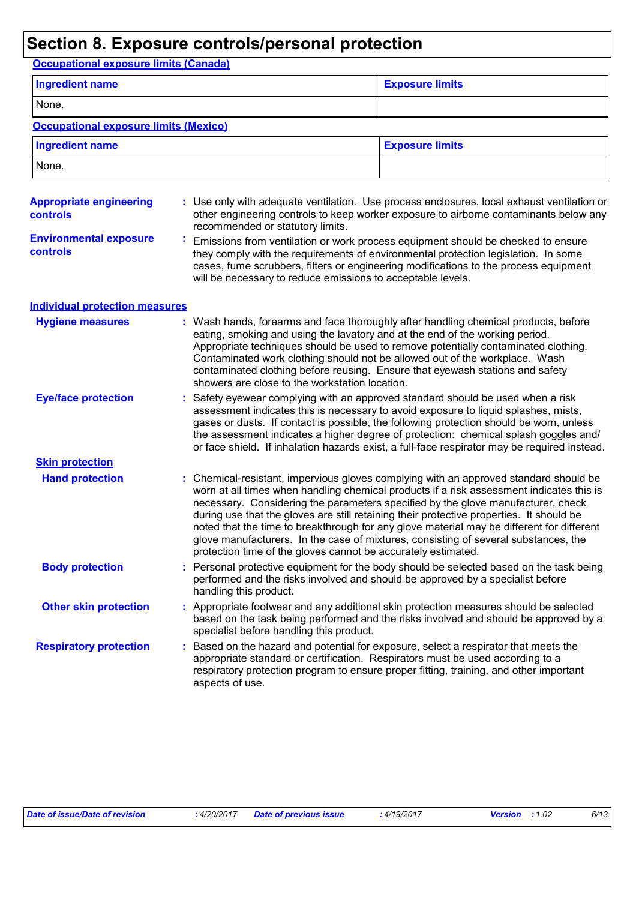# Section 8. Exposure controls/personal protection

**Occupational exposure limits (Canada)**

| Ingredient name | Exposure limits |
|---|---|
| None. | |

**Occupational exposure limits (Mexico)**

| Ingredient name | Exposure limits |
|---|---|
| None. | |

**Appropriate engineering controls** : Use only with adequate ventilation. Use process enclosures, local exhaust ventilation or other engineering controls to keep worker exposure to airborne contaminants below any recommended or statutory limits.

**Environmental exposure controls** : Emissions from ventilation or work process equipment should be checked to ensure they comply with the requirements of environmental protection legislation. In some cases, fume scrubbers, filters or engineering modifications to the process equipment will be necessary to reduce emissions to acceptable levels.

## Individual protection measures

**Hygiene measures** : Wash hands, forearms and face thoroughly after handling chemical products, before eating, smoking and using the lavatory and at the end of the working period. Appropriate techniques should be used to remove potentially contaminated clothing. Contaminated work clothing should not be allowed out of the workplace. Wash contaminated clothing before reusing. Ensure that eyewash stations and safety showers are close to the workstation location.

**Eye/face protection** : Safety eyewear complying with an approved standard should be used when a risk assessment indicates this is necessary to avoid exposure to liquid splashes, mists, gases or dusts. If contact is possible, the following protection should be worn, unless the assessment indicates a higher degree of protection: chemical splash goggles and/ or face shield. If inhalation hazards exist, a full-face respirator may be required instead.

### Skin protection

**Hand protection** : Chemical-resistant, impervious gloves complying with an approved standard should be worn at all times when handling chemical products if a risk assessment indicates this is necessary. Considering the parameters specified by the glove manufacturer, check during use that the gloves are still retaining their protective properties. It should be noted that the time to breakthrough for any glove material may be different for different glove manufacturers. In the case of mixtures, consisting of several substances, the protection time of the gloves cannot be accurately estimated.

**Body protection** : Personal protective equipment for the body should be selected based on the task being performed and the risks involved and should be approved by a specialist before handling this product.

**Other skin protection** : Appropriate footwear and any additional skin protection measures should be selected based on the task being performed and the risks involved and should be approved by a specialist before handling this product.

**Respiratory protection** : Based on the hazard and potential for exposure, select a respirator that meets the appropriate standard or certification. Respirators must be used according to a respiratory protection program to ensure proper fitting, training, and other important aspects of use.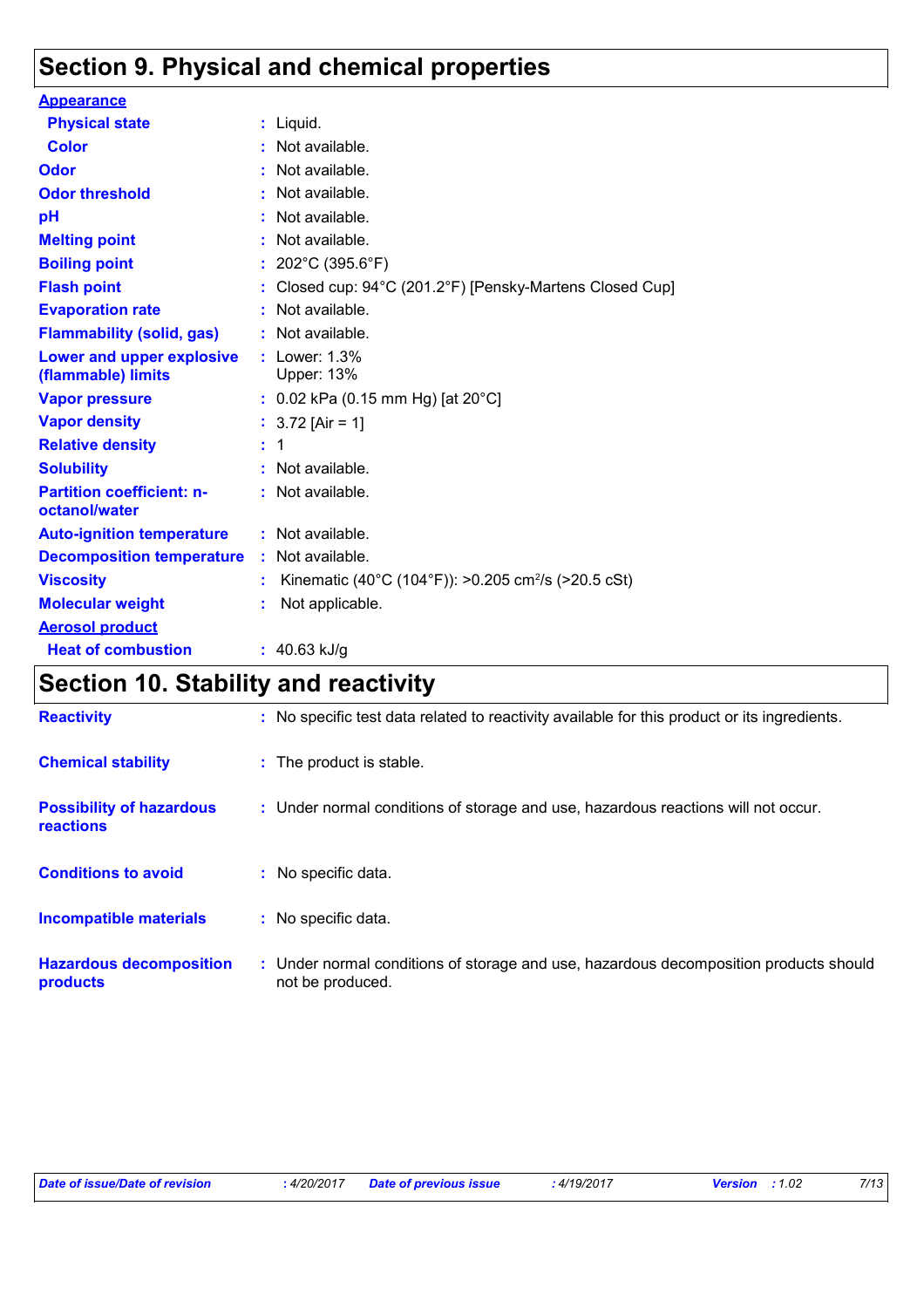# Section 9. Physical and chemical properties

| | |
|---|---|
| **Appearance** | |
| **Physical state** | : Liquid. |
| **Color** | : Not available. |
| **Odor** | : Not available. |
| **Odor threshold** | : Not available. |
| **pH** | : Not available. |
| **Melting point** | : Not available. |
| **Boiling point** | : 202°C (395.6°F) |
| **Flash point** | : Closed cup: 94°C (201.2°F) [Pensky-Martens Closed Cup] |
| **Evaporation rate** | : Not available. |
| **Flammability (solid, gas)** | : Not available. |
| **Lower and upper explosive (flammable) limits** | : Lower: 1.3%<br>Upper: 13% |
| **Vapor pressure** | : 0.02 kPa (0.15 mm Hg) [at 20°C] |
| **Vapor density** | : 3.72 [Air = 1] |
| **Relative density** | : 1 |
| **Solubility** | : Not available. |
| **Partition coefficient: n-octanol/water** | : Not available. |
| **Auto-ignition temperature** | : Not available. |
| **Decomposition temperature** | : Not available. |
| **Viscosity** | : Kinematic (40°C (104°F)): >0.205 $cm^2/s$ (>20.5 cSt) |
| **Molecular weight** | : Not applicable. |
| **Aerosol product** | |
| **Heat of combustion** | : 40.63 kJ/g |

# Section 10. Stability and reactivity

| | |
|---|---|
| **Reactivity** | : No specific test data related to reactivity available for this product or its ingredients. |
| **Chemical stability** | : The product is stable. |
| **Possibility of hazardous reactions** | : Under normal conditions of storage and use, hazardous reactions will not occur. |
| **Conditions to avoid** | : No specific data. |
| **Incompatible materials** | : No specific data. |
| **Hazardous decomposition products** | : Under normal conditions of storage and use, hazardous decomposition products should not be produced. |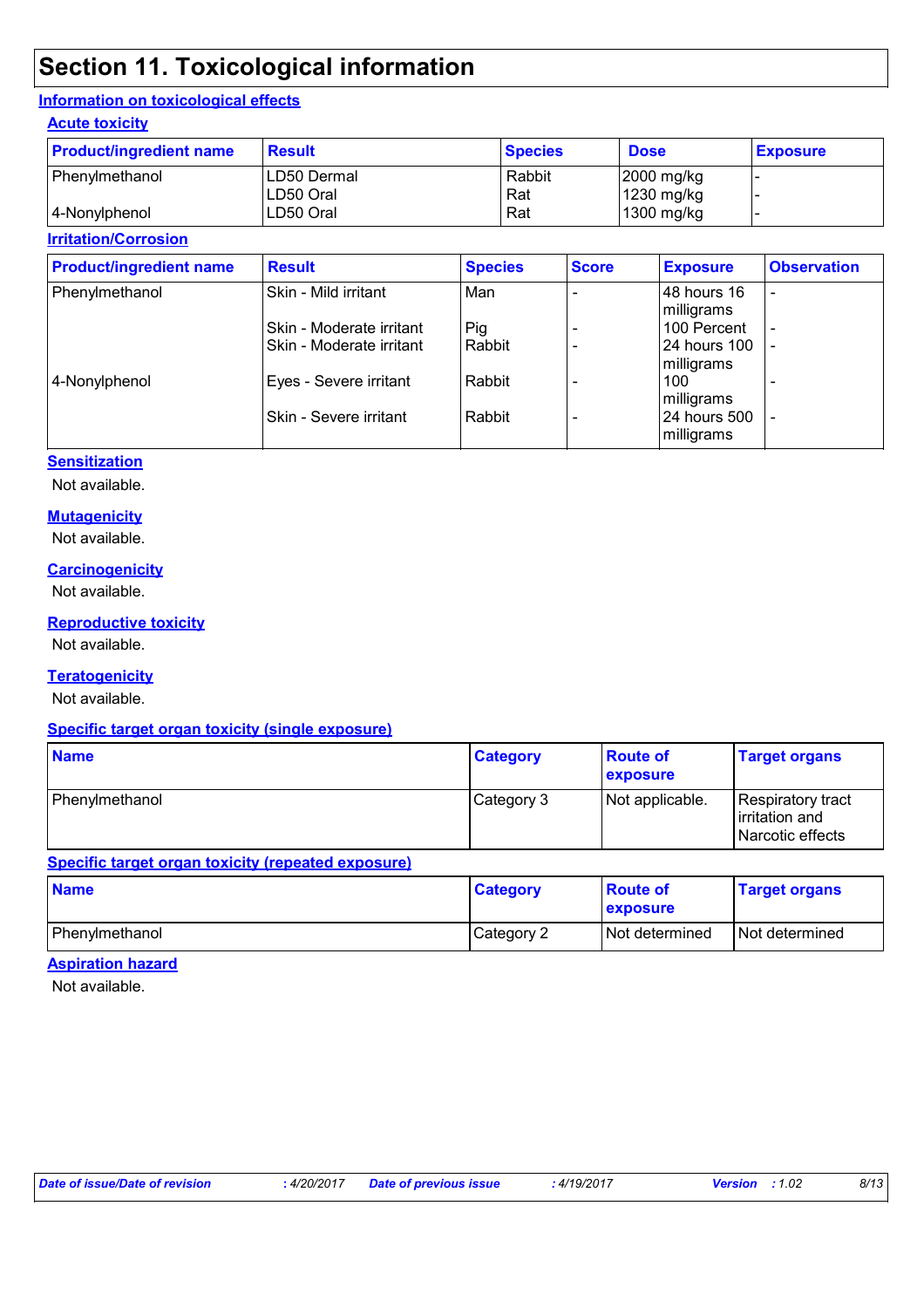# Section 11. Toxicological information

## Information on toxicological effects

### Acute toxicity

| Product/ingredient name | Result | Species | Dose | Exposure |
|---|---|---|---|---|
| Phenylmethanol | LD50 Dermal | Rabbit | 2000 mg/kg | - |
| | LD50 Oral | Rat | 1230 mg/kg | - |
| 4-Nonylphenol | LD50 Oral | Rat | 1300 mg/kg | - |

### Irritation/Corrosion

| Product/ingredient name | Result | Species | Score | Exposure | Observation |
|---|---|---|---|---|---|
| Phenylmethanol | Skin - Mild irritant | Man | - | 48 hours 16 milligrams | - |
| | Skin - Moderate irritant | Pig | - | 100 Percent | - |
| | Skin - Moderate irritant | Rabbit | - | 24 hours 100 milligrams | - |
| 4-Nonylphenol | Eyes - Severe irritant | Rabbit | - | 100 milligrams | - |
| | Skin - Severe irritant | Rabbit | - | 24 hours 500 milligrams | - |

### Sensitization

Not available.

### Mutagenicity

Not available.

### Carcinogenicity

Not available.

### Reproductive toxicity

Not available.

### Teratogenicity

Not available.

### Specific target organ toxicity (single exposure)

| Name | Category | Route of exposure | Target organs |
|---|---|---|---|
| Phenylmethanol | Category 3 | Not applicable. | Respiratory tract irritation and Narcotic effects |

### Specific target organ toxicity (repeated exposure)

| Name | Category | Route of exposure | Target organs |
|---|---|---|---|
| Phenylmethanol | Category 2 | Not determined | Not determined |

### Aspiration hazard

Not available.

*Date of issue/Date of revision* : 4/20/2017 *Date of previous issue* : 4/19/2017 *Version* : 1.02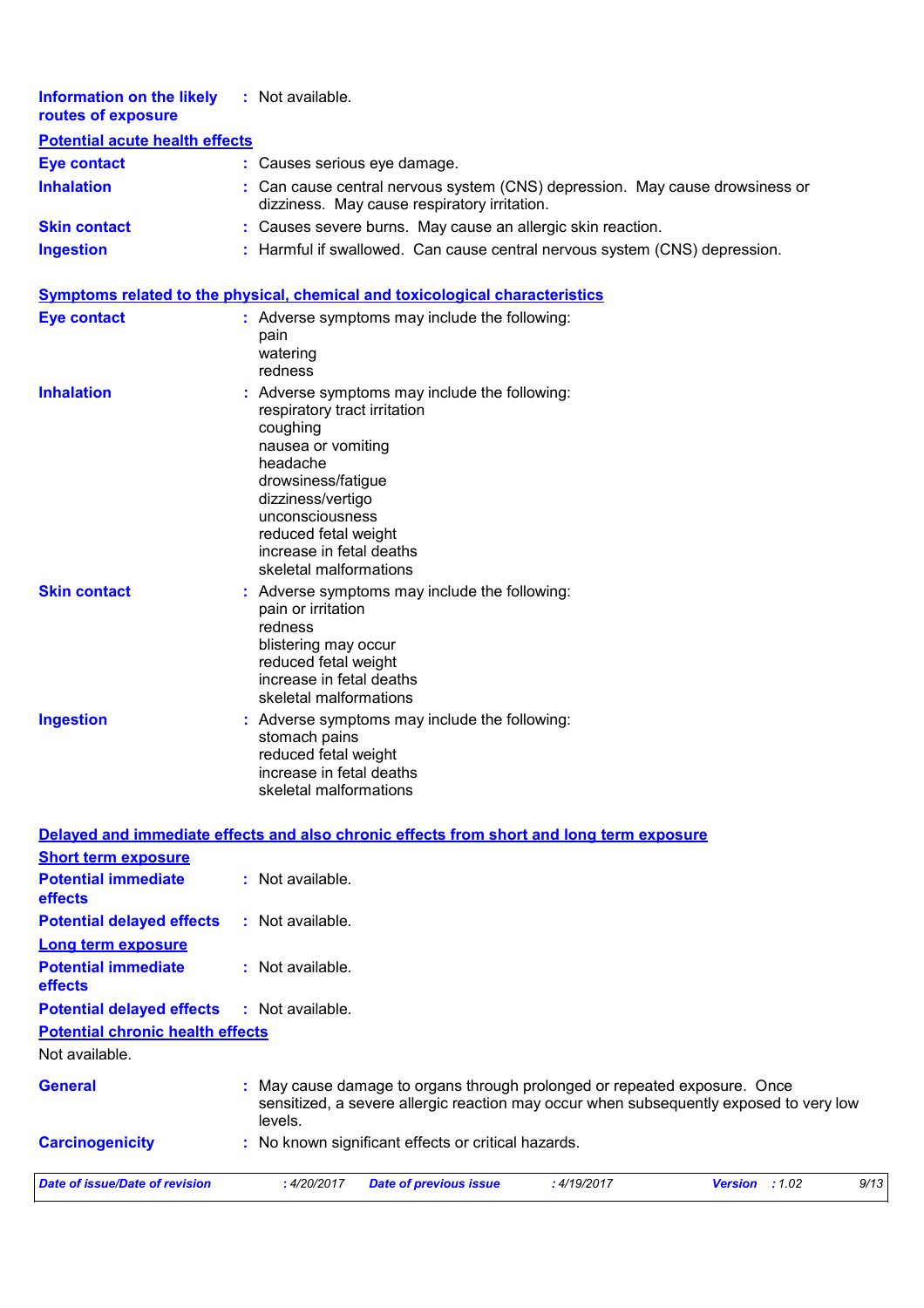**Information on the likely routes of exposure** : Not available.

### Potential acute health effects

**Eye contact** : Causes serious eye damage.

**Inhalation** : Can cause central nervous system (CNS) depression. May cause drowsiness or dizziness. May cause respiratory irritation.

**Skin contact** : Causes severe burns. May cause an allergic skin reaction.

**Ingestion** : Harmful if swallowed. Can cause central nervous system (CNS) depression.

### Symptoms related to the physical, chemical and toxicological characteristics

**Eye contact** : Adverse symptoms may include the following:
pain
watering
redness

**Inhalation** : Adverse symptoms may include the following:
respiratory tract irritation
coughing
nausea or vomiting
headache
drowsiness/fatigue
dizziness/vertigo
unconsciousness
reduced fetal weight
increase in fetal deaths
skeletal malformations

**Skin contact** : Adverse symptoms may include the following:
pain or irritation
redness
blistering may occur
reduced fetal weight
increase in fetal deaths
skeletal malformations

**Ingestion** : Adverse symptoms may include the following:
stomach pains
reduced fetal weight
increase in fetal deaths
skeletal malformations

### Delayed and immediate effects and also chronic effects from short and long term exposure

#### Short term exposure

**Potential immediate effects** : Not available.

**Potential delayed effects** : Not available.

#### Long term exposure

**Potential immediate effects** : Not available.

**Potential delayed effects** : Not available.

#### Potential chronic health effects

Not available.

**General** : May cause damage to organs through prolonged or repeated exposure. Once sensitized, a severe allergic reaction may occur when subsequently exposed to very low levels.

**Carcinogenicity** : No known significant effects or critical hazards.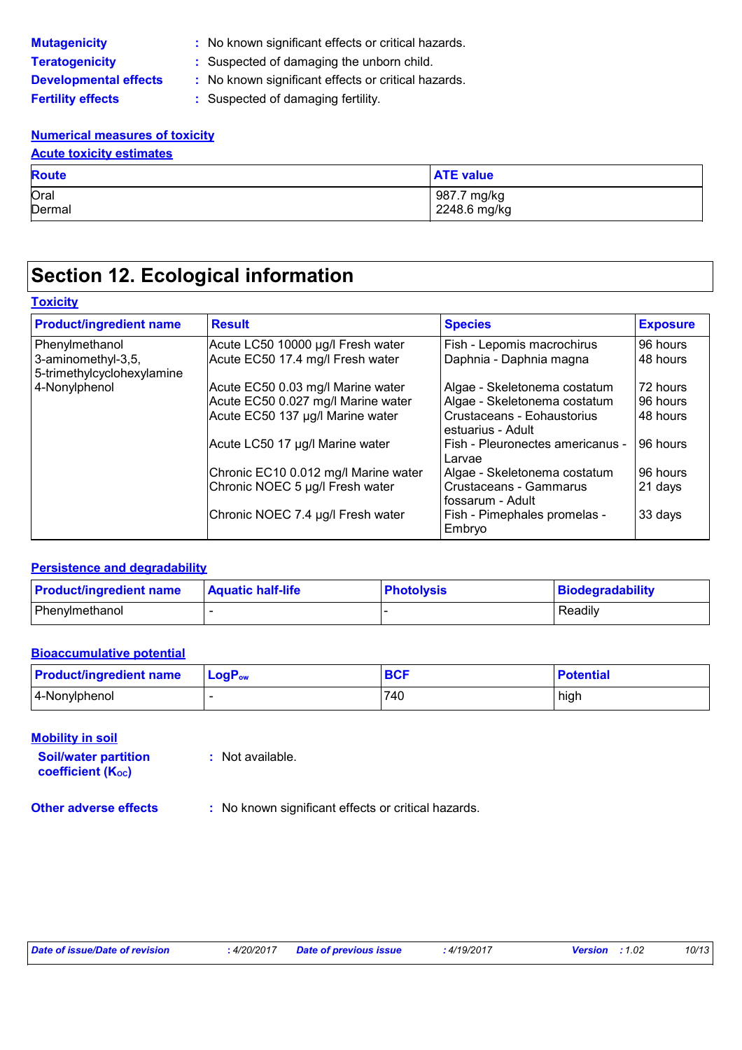**Mutagenicity** : No known significant effects or critical hazards.

**Teratogenicity** : Suspected of damaging the unborn child.

**Developmental effects** : No known significant effects or critical hazards.

**Fertility effects** : Suspected of damaging fertility.

**Numerical measures of toxicity**

**Acute toxicity estimates**

| Route | ATE value |
|---|---|
| Oral | 987.7 mg/kg |
| Dermal | 2248.6 mg/kg |

# Section 12. Ecological information

**Toxicity**

| Product/ingredient name | Result | Species | Exposure |
|---|---|---|---|
| Phenylmethanol | Acute LC50 10000 µg/l Fresh water | Fish - Lepomis macrochirus | 96 hours |
| 3-aminomethyl-3,5,5-trimethylcyclohexylamine | Acute EC50 17.4 mg/l Fresh water | Daphnia - Daphnia magna | 48 hours |
| 4-Nonylphenol | Acute EC50 0.03 mg/l Marine water | Algae - Skeletonema costatum | 72 hours |
| | Acute EC50 0.027 mg/l Marine water | Algae - Skeletonema costatum | 96 hours |
| | Acute EC50 137 µg/l Marine water | Crustaceans - Eohaustorius estuarius - Adult | 48 hours |
| | Acute LC50 17 µg/l Marine water | Fish - Pleuronectes americanus - Larvae | 96 hours |
| | Chronic EC10 0.012 mg/l Marine water | Algae - Skeletonema costatum | 96 hours |
| | Chronic NOEC 5 µg/l Fresh water | Crustaceans - Gammarus fossarum - Adult | 21 days |
| | Chronic NOEC 7.4 µg/l Fresh water | Fish - Pimephales promelas - Embryo | 33 days |

**Persistence and degradability**

| Product/ingredient name | Aquatic half-life | Photolysis | Biodegradability |
|---|---|---|---|
| Phenylmethanol | - | - | Readily |

**Bioaccumulative potential**

| Product/ingredient name | $LogP_{ow}$ | BCF | Potential |
|---|---|---|---|
| 4-Nonylphenol | - | 740 | high |

**Mobility in soil**

**Soil/water partition coefficient ($K_{OC}$)** : Not available.

**Other adverse effects** : No known significant effects or critical hazards.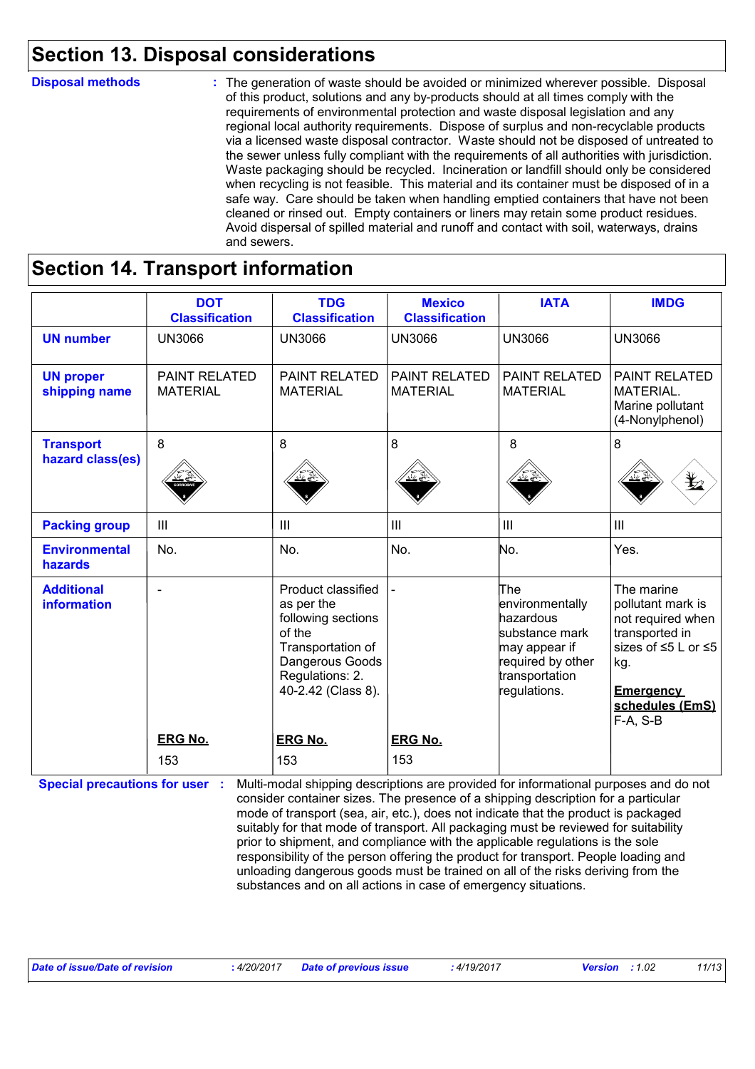# Section 13. Disposal considerations

**Disposal methods** : The generation of waste should be avoided or minimized wherever possible. Disposal of this product, solutions and any by-products should at all times comply with the requirements of environmental protection and waste disposal legislation and any regional local authority requirements. Dispose of surplus and non-recyclable products via a licensed waste disposal contractor. Waste should not be disposed of untreated to the sewer unless fully compliant with the requirements of all authorities with jurisdiction. Waste packaging should be recycled. Incineration or landfill should only be considered when recycling is not feasible. This material and its container must be disposed of in a safe way. Care should be taken when handling emptied containers that have not been cleaned or rinsed out. Empty containers or liners may retain some product residues. Avoid dispersal of spilled material and runoff and contact with soil, waterways, drains and sewers.

# Section 14. Transport information

| | DOT Classification | TDG Classification | Mexico Classification | IATA | IMDG |
|---|---|---|---|---|---|
| **UN number** | UN3066 | UN3066 | UN3066 | UN3066 | UN3066 |
| **UN proper shipping name** | PAINT RELATED MATERIAL | PAINT RELATED MATERIAL | PAINT RELATED MATERIAL | PAINT RELATED MATERIAL | PAINT RELATED MATERIAL. Marine pollutant (4-Nonylphenol) |
| **Transport hazard class(es)** | 8 | 8 | 8 | 8 | 8 |
| **Packing group** | III | III | III | III | III |
| **Environmental hazards** | No. | No. | No. | No. | Yes. |
| **Additional information** | - <br><br> **ERG No.** <br> 153 | Product classified as per the following sections of the Transportation of Dangerous Goods Regulations: 2.40-2.42 (Class 8). <br><br> **ERG No.** <br> 153 | - <br><br> **ERG No.** <br> 153 | The environmentally hazardous substance mark may appear if required by other transportation regulations. | The marine pollutant mark is not required when transported in sizes of ≤5 L or ≤5 kg. <br><br> **Emergency schedules (EmS)** <br> F-A, S-B |

**Special precautions for user** : Multi-modal shipping descriptions are provided for informational purposes and do not consider container sizes. The presence of a shipping description for a particular mode of transport (sea, air, etc.), does not indicate that the product is packaged suitably for that mode of transport. All packaging must be reviewed for suitability prior to shipment, and compliance with the applicable regulations is the sole responsibility of the person offering the product for transport. People loading and unloading dangerous goods must be trained on all of the risks deriving from the substances and on all actions in case of emergency situations.

*Date of issue/Date of revision* : 4/20/2017 *Date of previous issue* : 4/19/2017 *Version* : 1.02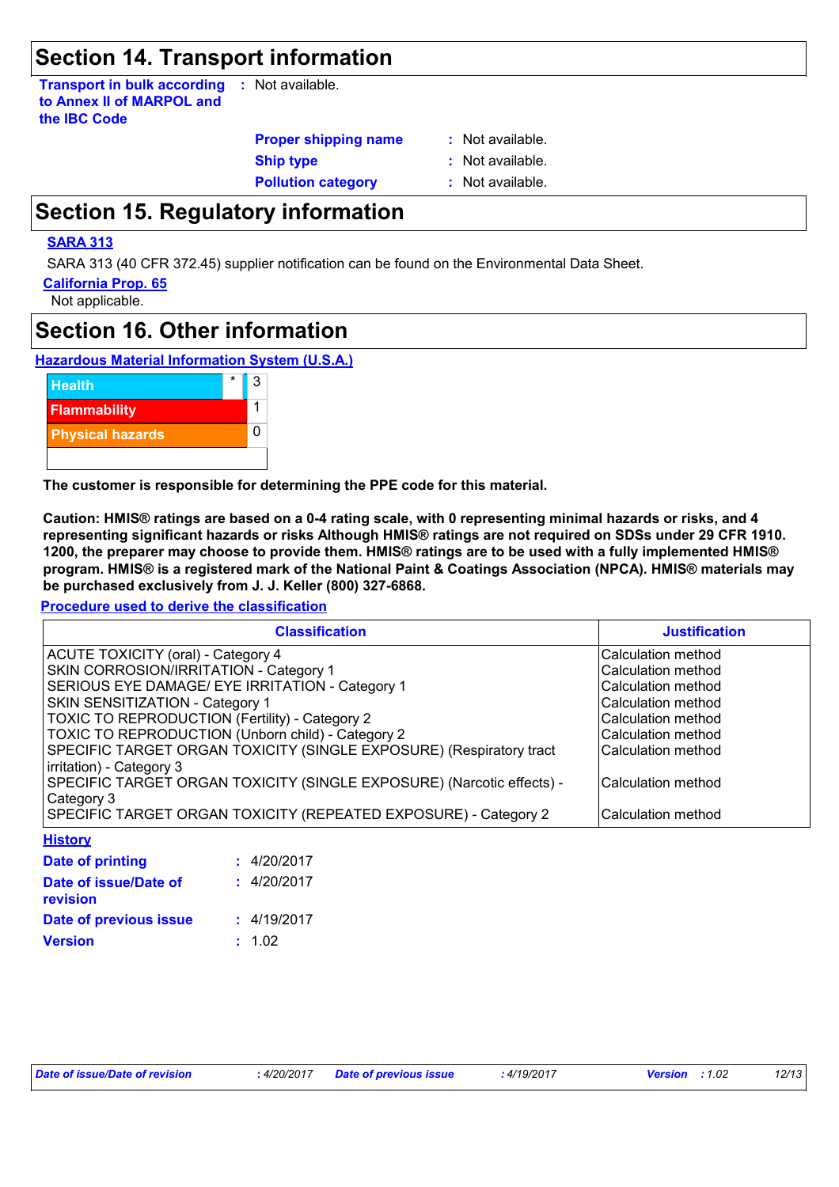# Section 14. Transport information

**Transport in bulk according to Annex II of MARPOL and the IBC Code** : Not available.

**Proper shipping name** : Not available.

**Ship type** : Not available.

**Pollution category** : Not available.

# Section 15. Regulatory information

**SARA 313**

SARA 313 (40 CFR 372.45) supplier notification can be found on the Environmental Data Sheet.

**California Prop. 65**

Not applicable.

# Section 16. Other information

**Hazardous Material Information System (U.S.A.)**

| | | |
|---|---|---|
| Health | * | 3 |
| Flammability | | 1 |
| Physical hazards | | 0 |
| | | |

**The customer is responsible for determining the PPE code for this material.**

**Caution: HMIS® ratings are based on a 0-4 rating scale, with 0 representing minimal hazards or risks, and 4 representing significant hazards or risks Although HMIS® ratings are not required on SDSs under 29 CFR 1910. 1200, the preparer may choose to provide them. HMIS® ratings are to be used with a fully implemented HMIS® program. HMIS® is a registered mark of the National Paint & Coatings Association (NPCA). HMIS® materials may be purchased exclusively from J. J. Keller (800) 327-6868.**

**Procedure used to derive the classification**

| Classification | Justification |
|---|---|
| ACUTE TOXICITY (oral) - Category 4 | Calculation method |
| SKIN CORROSION/IRRITATION - Category 1 | Calculation method |
| SERIOUS EYE DAMAGE/ EYE IRRITATION - Category 1 | Calculation method |
| SKIN SENSITIZATION - Category 1 | Calculation method |
| TOXIC TO REPRODUCTION (Fertility) - Category 2 | Calculation method |
| TOXIC TO REPRODUCTION (Unborn child) - Category 2 | Calculation method |
| SPECIFIC TARGET ORGAN TOXICITY (SINGLE EXPOSURE) (Respiratory tract irritation) - Category 3 | Calculation method |
| SPECIFIC TARGET ORGAN TOXICITY (SINGLE EXPOSURE) (Narcotic effects) - Category 3 | Calculation method |
| SPECIFIC TARGET ORGAN TOXICITY (REPEATED EXPOSURE) - Category 2 | Calculation method |

**History**

**Date of printing** : 4/20/2017

**Date of issue/Date of revision** : 4/20/2017

**Date of previous issue** : 4/19/2017

**Version** : 1.02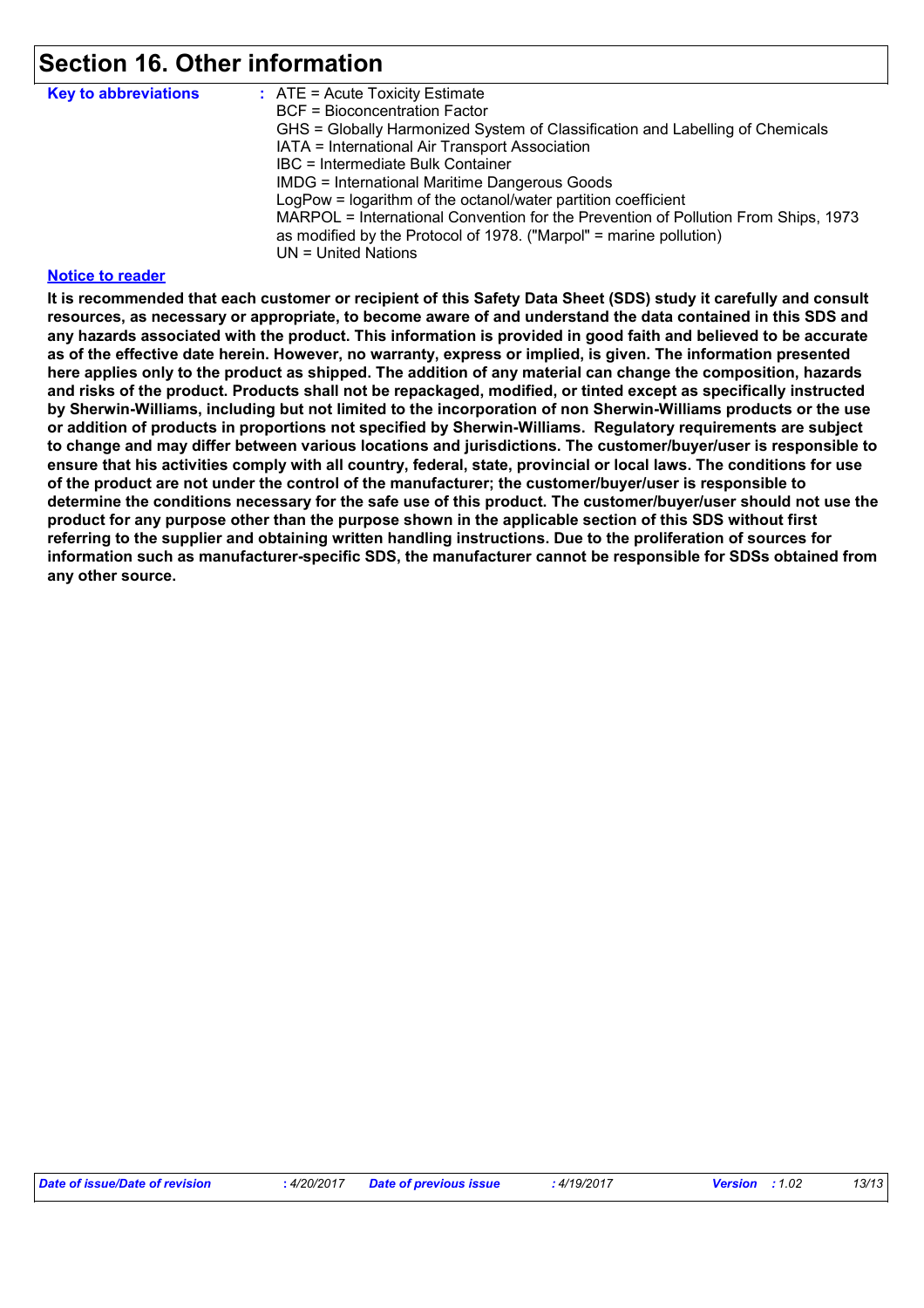# Section 16. Other information

**Key to abbreviations** : ATE = Acute Toxicity Estimate
BCF = Bioconcentration Factor
GHS = Globally Harmonized System of Classification and Labelling of Chemicals
IATA = International Air Transport Association
IBC = Intermediate Bulk Container
IMDG = International Maritime Dangerous Goods
LogPow = logarithm of the octanol/water partition coefficient
MARPOL = International Convention for the Prevention of Pollution From Ships, 1973 as modified by the Protocol of 1978. ("Marpol" = marine pollution)
UN = United Nations

**Notice to reader**

**It is recommended that each customer or recipient of this Safety Data Sheet (SDS) study it carefully and consult resources, as necessary or appropriate, to become aware of and understand the data contained in this SDS and any hazards associated with the product. This information is provided in good faith and believed to be accurate as of the effective date herein. However, no warranty, express or implied, is given. The information presented here applies only to the product as shipped. The addition of any material can change the composition, hazards and risks of the product. Products shall not be repackaged, modified, or tinted except as specifically instructed by Sherwin-Williams, including but not limited to the incorporation of non Sherwin-Williams products or the use or addition of products in proportions not specified by Sherwin-Williams. Regulatory requirements are subject to change and may differ between various locations and jurisdictions. The customer/buyer/user is responsible to ensure that his activities comply with all country, federal, state, provincial or local laws. The conditions for use of the product are not under the control of the manufacturer; the customer/buyer/user is responsible to determine the conditions necessary for the safe use of this product. The customer/buyer/user should not use the product for any purpose other than the purpose shown in the applicable section of this SDS without first referring to the supplier and obtaining written handling instructions. Due to the proliferation of sources for information such as manufacturer-specific SDS, the manufacturer cannot be responsible for SDSs obtained from any other source.**